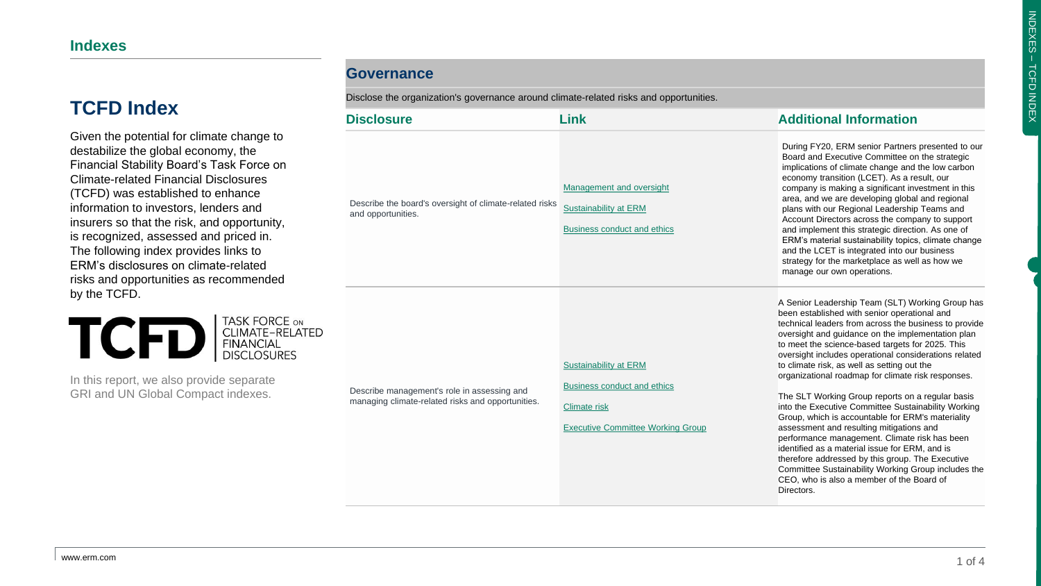## Indexes

# TCFD Index

Given the potential for climate change to destabilize the global economy, the Financial Stability Board's Task Force on Climate-related Financial Disclosures (TCFD) was established to enhance information to investors, lenders and insurers so that the risk, and opportunity, is recognized, assessed and priced in. The following index provides links to ERM's disclosures on climate-related risks and opportunities as recommended by the TCFD.

TCFD | TASK FORCE ON CLIMATE-RELATED FINANCIAL DISCLOSURES

In this report, we also provide separate GRI and UN Global Compact indexes.

## Governance

Disclose the organization's governance around climate-related risks and opportunities.

| Disclosure | Link | Additional Information |
| --- | --- | --- |
| Describe the board's oversight of climate-related risks and opportunities. | Management and oversight<br><br>Sustainability at ERM<br><br>Business conduct and ethics | During FY20, ERM senior Partners presented to our Board and Executive Committee on the strategic implications of climate change and the low carbon economy transition (LCET). As a result, our company is making a significant investment in this area, and we are developing global and regional plans with our Regional Leadership Teams and Account Directors across the company to support and implement this strategic direction. As one of ERM's material sustainability topics, climate change and the LCET is integrated into our business strategy for the marketplace as well as how we manage our own operations. |
| Describe management's role in assessing and managing climate-related risks and opportunities. | Sustainability at ERM<br><br>Business conduct and ethics<br><br>Climate risk<br><br>Executive Committee Working Group | A Senior Leadership Team (SLT) Working Group has been established with senior operational and technical leaders from across the business to provide oversight and guidance on the implementation plan to meet the science-based targets for 2025. This oversight includes operational considerations related to climate risk, as well as setting out the organizational roadmap for climate risk responses.<br><br>The SLT Working Group reports on a regular basis into the Executive Committee Sustainability Working Group, which is accountable for ERM's materiality assessment and resulting mitigations and performance management. Climate risk has been identified as a material issue for ERM, and is therefore addressed by this group. The Executive Committee Sustainability Working Group includes the CEO, who is also a member of the Board of Directors. |

www.erm.com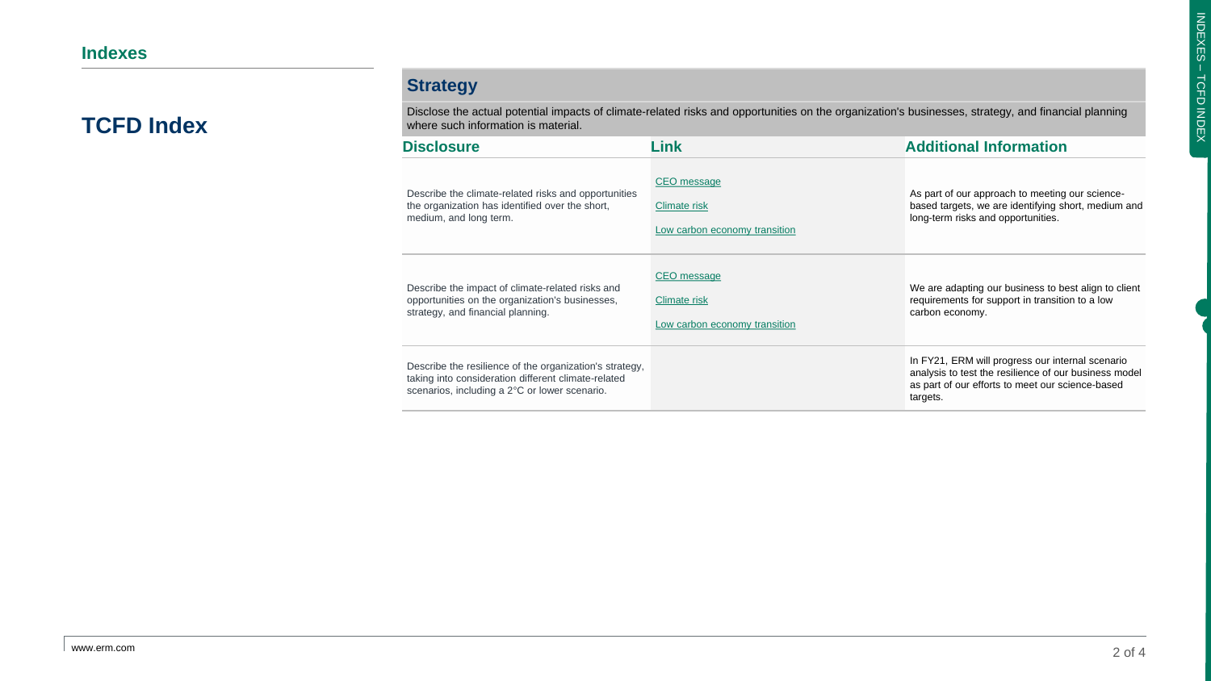## Indexes

# TCFD Index

## Strategy

Disclose the actual potential impacts of climate-related risks and opportunities on the organization's businesses, strategy, and financial planning where such information is material.

| Disclosure | Link | Additional Information |
|---|---|---|
| Describe the climate-related risks and opportunities the organization has identified over the short, medium, and long term. | CEO message<br>Climate risk<br>Low carbon economy transition | As part of our approach to meeting our science-based targets, we are identifying short, medium and long-term risks and opportunities. |
| Describe the impact of climate-related risks and opportunities on the organization's businesses, strategy, and financial planning. | CEO message<br>Climate risk<br>Low carbon economy transition | We are adapting our business to best align to client requirements for support in transition to a low carbon economy. |
| Describe the resilience of the organization's strategy, taking into consideration different climate-related scenarios, including a 2°C or lower scenario. | | In FY21, ERM will progress our internal scenario analysis to test the resilience of our business model as part of our efforts to meet our science-based targets. |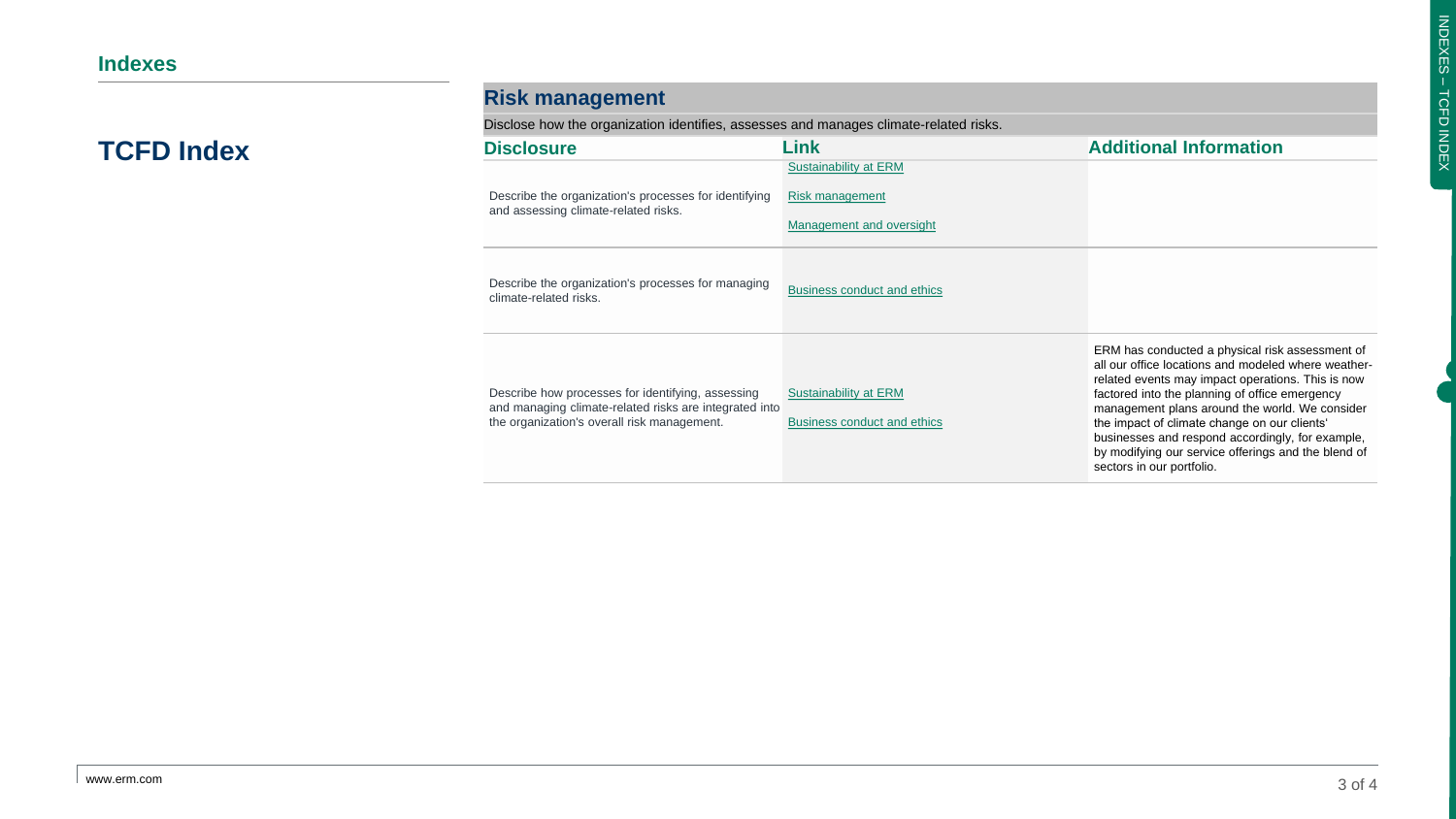## Indexes

# TCFD Index

## Risk management

Disclose how the organization identifies, assesses and manages climate-related risks.

| Disclosure | Link | Additional Information |
| --- | --- | --- |
| Describe the organization's processes for identifying and assessing climate-related risks. | Sustainability at ERM<br>Risk management<br>Management and oversight | |
| Describe the organization's processes for managing climate-related risks. | Business conduct and ethics | |
| Describe how processes for identifying, assessing and managing climate-related risks are integrated into the organization's overall risk management. | Sustainability at ERM<br>Business conduct and ethics | ERM has conducted a physical risk assessment of all our office locations and modeled where weather-related events may impact operations. This is now factored into the planning of office emergency management plans around the world. We consider the impact of climate change on our clients' businesses and respond accordingly, for example, by modifying our service offerings and the blend of sectors in our portfolio. |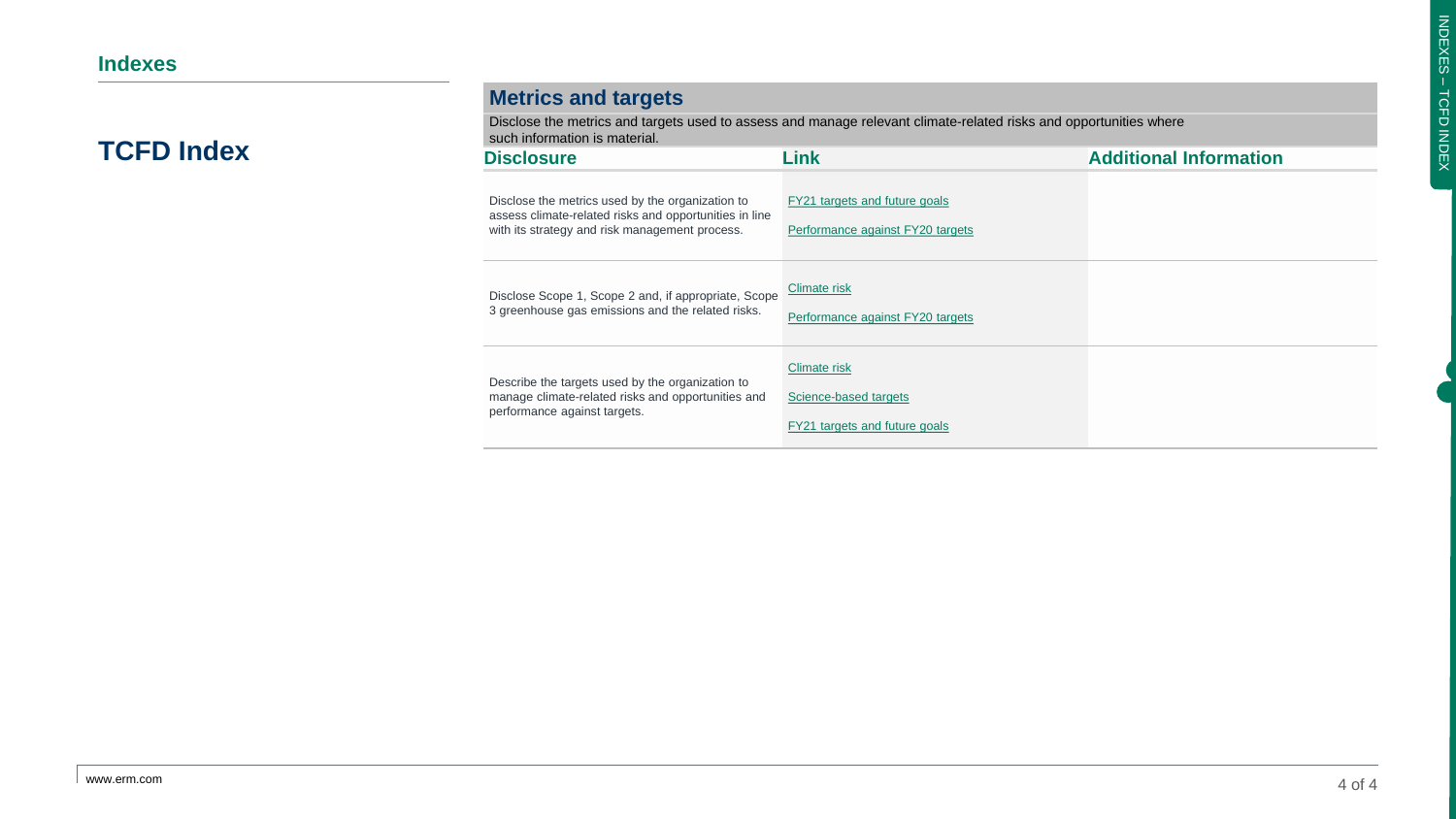## Indexes

# TCFD Index

### Metrics and targets

Disclose the metrics and targets used to assess and manage relevant climate-related risks and opportunities where such information is material.

| Disclosure | Link | Additional Information |
|---|---|---|
| Disclose the metrics used by the organization to assess climate-related risks and opportunities in line with its strategy and risk management process. | FY21 targets and future goals<br><br>Performance against FY20 targets | |
| Disclose Scope 1, Scope 2 and, if appropriate, Scope 3 greenhouse gas emissions and the related risks. | Climate risk<br><br>Performance against FY20 targets | |
| Describe the targets used by the organization to manage climate-related risks and opportunities and performance against targets. | Climate risk<br><br>Science-based targets<br><br>FY21 targets and future goals | |